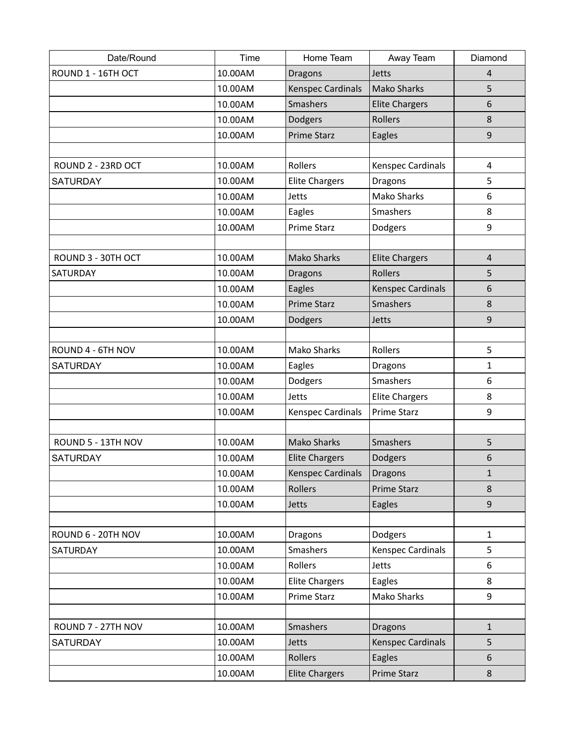| Date/Round | Time | Home Team | Away Team | Diamond |
|---|---|---|---|---|
| ROUND 1 - 16TH OCT | 10.00AM | Dragons | Jetts | 4 |
| | 10.00AM | Kenspec Cardinals | Mako Sharks | 5 |
| | 10.00AM | Smashers | Elite Chargers | 6 |
| | 10.00AM | Dodgers | Rollers | 8 |
| | 10.00AM | Prime Starz | Eagles | 9 |
| | | | | |
| ROUND 2 - 23RD OCT | 10.00AM | Rollers | Kenspec Cardinals | 4 |
| SATURDAY | 10.00AM | Elite Chargers | Dragons | 5 |
| | 10.00AM | Jetts | Mako Sharks | 6 |
| | 10.00AM | Eagles | Smashers | 8 |
| | 10.00AM | Prime Starz | Dodgers | 9 |
| | | | | |
| ROUND 3 - 30TH OCT | 10.00AM | Mako Sharks | Elite Chargers | 4 |
| SATURDAY | 10.00AM | Dragons | Rollers | 5 |
| | 10.00AM | Eagles | Kenspec Cardinals | 6 |
| | 10.00AM | Prime Starz | Smashers | 8 |
| | 10.00AM | Dodgers | Jetts | 9 |
| | | | | |
| ROUND 4 - 6TH NOV | 10.00AM | Mako Sharks | Rollers | 5 |
| SATURDAY | 10.00AM | Eagles | Dragons | 1 |
| | 10.00AM | Dodgers | Smashers | 6 |
| | 10.00AM | Jetts | Elite Chargers | 8 |
| | 10.00AM | Kenspec Cardinals | Prime Starz | 9 |
| | | | | |
| ROUND 5 - 13TH NOV | 10.00AM | Mako Sharks | Smashers | 5 |
| SATURDAY | 10.00AM | Elite Chargers | Dodgers | 6 |
| | 10.00AM | Kenspec Cardinals | Dragons | 1 |
| | 10.00AM | Rollers | Prime Starz | 8 |
| | 10.00AM | Jetts | Eagles | 9 |
| | | | | |
| ROUND 6 - 20TH NOV | 10.00AM | Dragons | Dodgers | 1 |
| SATURDAY | 10.00AM | Smashers | Kenspec Cardinals | 5 |
| | 10.00AM | Rollers | Jetts | 6 |
| | 10.00AM | Elite Chargers | Eagles | 8 |
| | 10.00AM | Prime Starz | Mako Sharks | 9 |
| | | | | |
| ROUND 7 - 27TH NOV | 10.00AM | Smashers | Dragons | 1 |
| SATURDAY | 10.00AM | Jetts | Kenspec Cardinals | 5 |
| | 10.00AM | Rollers | Eagles | 6 |
| | 10.00AM | Elite Chargers | Prime Starz | 8 |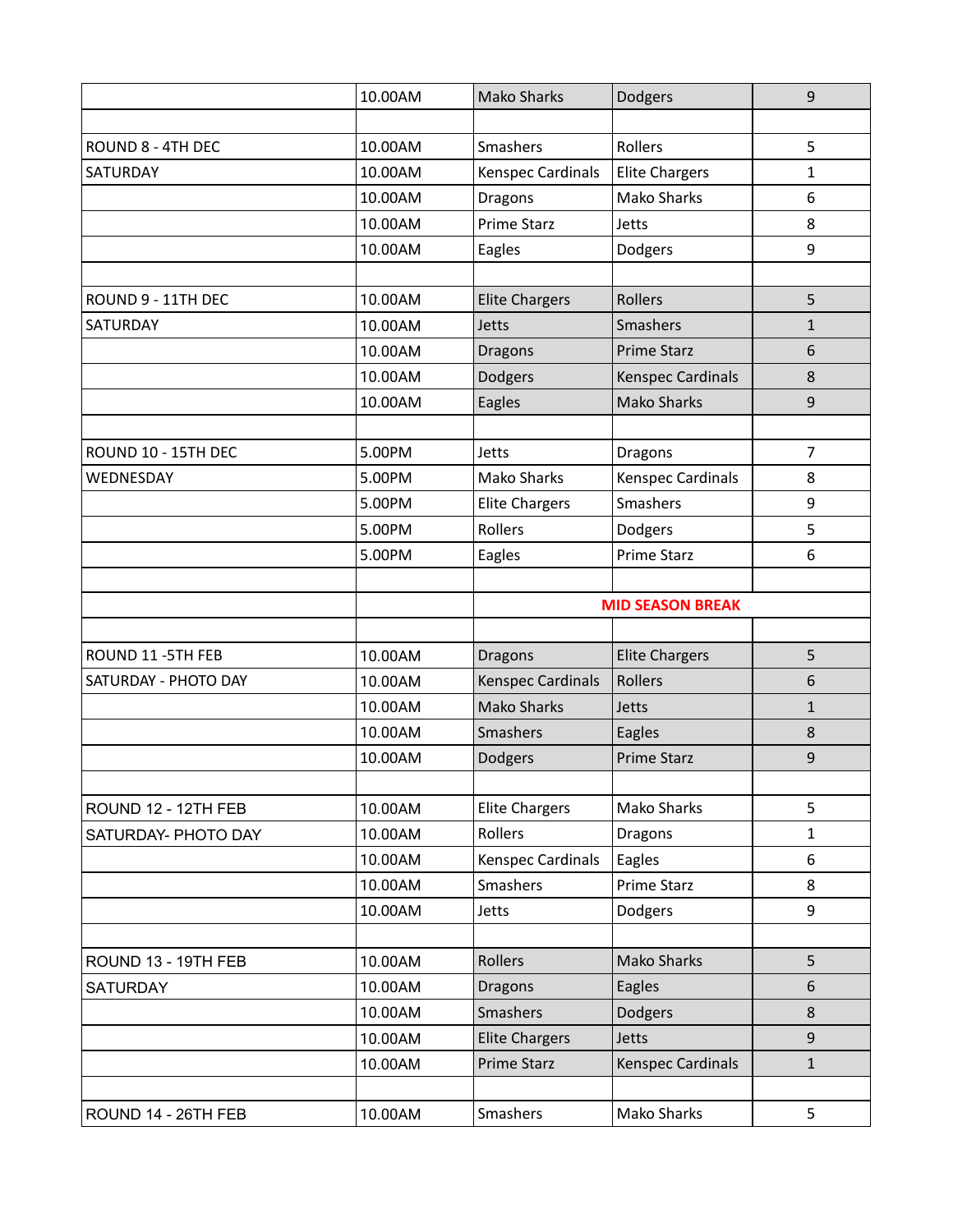| | | | | |
|---|---|---|---|---|
| | 10.00AM | Mako Sharks | Dodgers | 9 |
| | | | | |
| ROUND 8 - 4TH DEC | 10.00AM | Smashers | Rollers | 5 |
| SATURDAY | 10.00AM | Kenspec Cardinals | Elite Chargers | 1 |
| | 10.00AM | Dragons | Mako Sharks | 6 |
| | 10.00AM | Prime Starz | Jetts | 8 |
| | 10.00AM | Eagles | Dodgers | 9 |
| | | | | |
| ROUND 9 - 11TH DEC | 10.00AM | Elite Chargers | Rollers | 5 |
| SATURDAY | 10.00AM | Jetts | Smashers | 1 |
| | 10.00AM | Dragons | Prime Starz | 6 |
| | 10.00AM | Dodgers | Kenspec Cardinals | 8 |
| | 10.00AM | Eagles | Mako Sharks | 9 |
| | | | | |
| ROUND 10 - 15TH DEC | 5.00PM | Jetts | Dragons | 7 |
| WEDNESDAY | 5.00PM | Mako Sharks | Kenspec Cardinals | 8 |
| | 5.00PM | Elite Chargers | Smashers | 9 |
| | 5.00PM | Rollers | Dodgers | 5 |
| | 5.00PM | Eagles | Prime Starz | 6 |
| | | | | |
| | | **MID SEASON BREAK** | | |
| | | | | |
| ROUND 11 -5TH FEB | 10.00AM | Dragons | Elite Chargers | 5 |
| SATURDAY - PHOTO DAY | 10.00AM | Kenspec Cardinals | Rollers | 6 |
| | 10.00AM | Mako Sharks | Jetts | 1 |
| | 10.00AM | Smashers | Eagles | 8 |
| | 10.00AM | Dodgers | Prime Starz | 9 |
| | | | | |
| ROUND 12 - 12TH FEB | 10.00AM | Elite Chargers | Mako Sharks | 5 |
| SATURDAY- PHOTO DAY | 10.00AM | Rollers | Dragons | 1 |
| | 10.00AM | Kenspec Cardinals | Eagles | 6 |
| | 10.00AM | Smashers | Prime Starz | 8 |
| | 10.00AM | Jetts | Dodgers | 9 |
| | | | | |
| ROUND 13 - 19TH FEB | 10.00AM | Rollers | Mako Sharks | 5 |
| SATURDAY | 10.00AM | Dragons | Eagles | 6 |
| | 10.00AM | Smashers | Dodgers | 8 |
| | 10.00AM | Elite Chargers | Jetts | 9 |
| | 10.00AM | Prime Starz | Kenspec Cardinals | 1 |
| | | | | |
| ROUND 14 - 26TH FEB | 10.00AM | Smashers | Mako Sharks | 5 |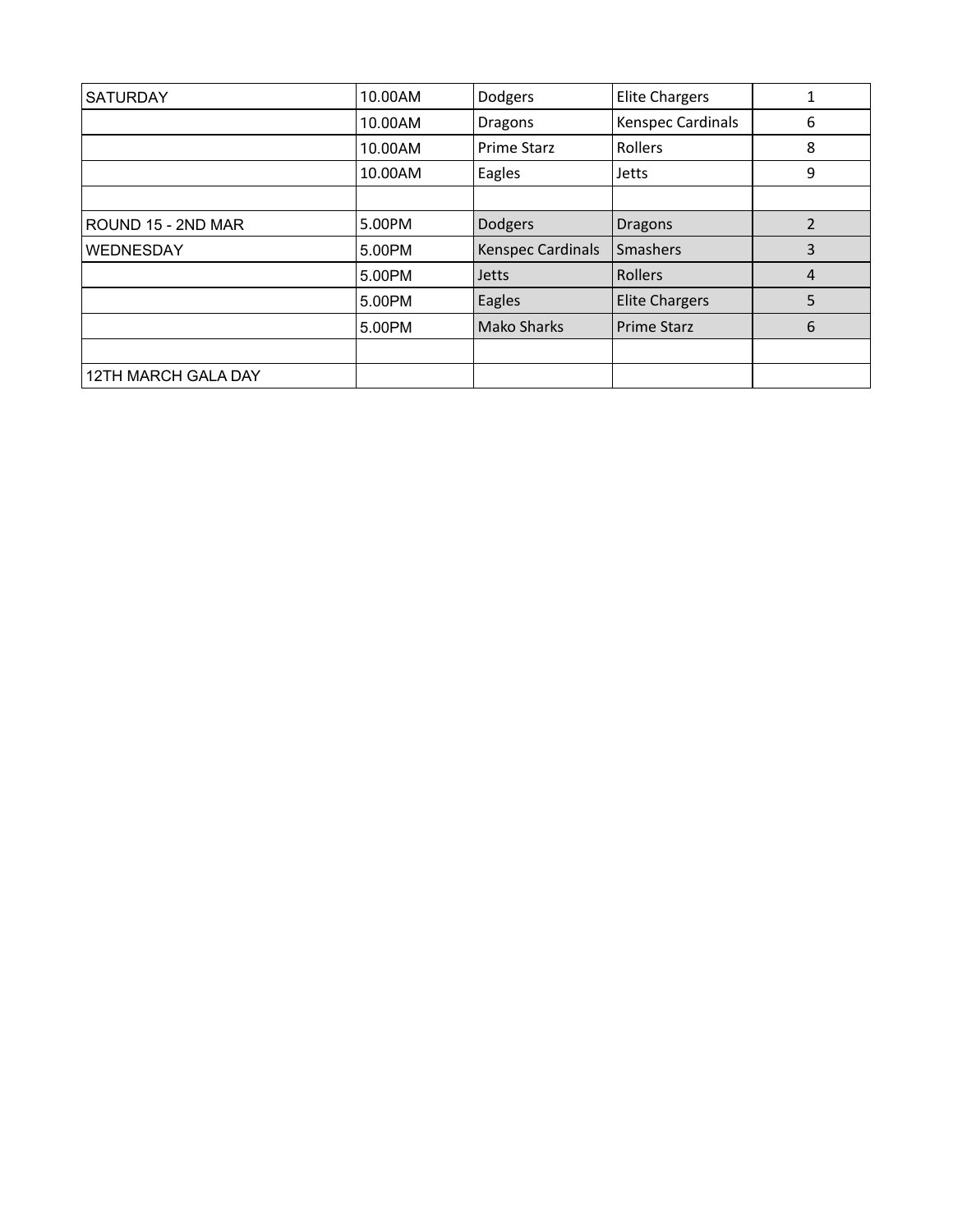| | | | | |
|---|---|---|---|---|
| SATURDAY | 10.00AM | Dodgers | Elite Chargers | 1 |
| | 10.00AM | Dragons | Kenspec Cardinals | 6 |
| | 10.00AM | Prime Starz | Rollers | 8 |
| | 10.00AM | Eagles | Jetts | 9 |
| | | | | |
| ROUND 15 - 2ND MAR | 5.00PM | Dodgers | Dragons | 2 |
| WEDNESDAY | 5.00PM | Kenspec Cardinals | Smashers | 3 |
| | 5.00PM | Jetts | Rollers | 4 |
| | 5.00PM | Eagles | Elite Chargers | 5 |
| | 5.00PM | Mako Sharks | Prime Starz | 6 |
| | | | | |
| 12TH MARCH GALA DAY | | | | |